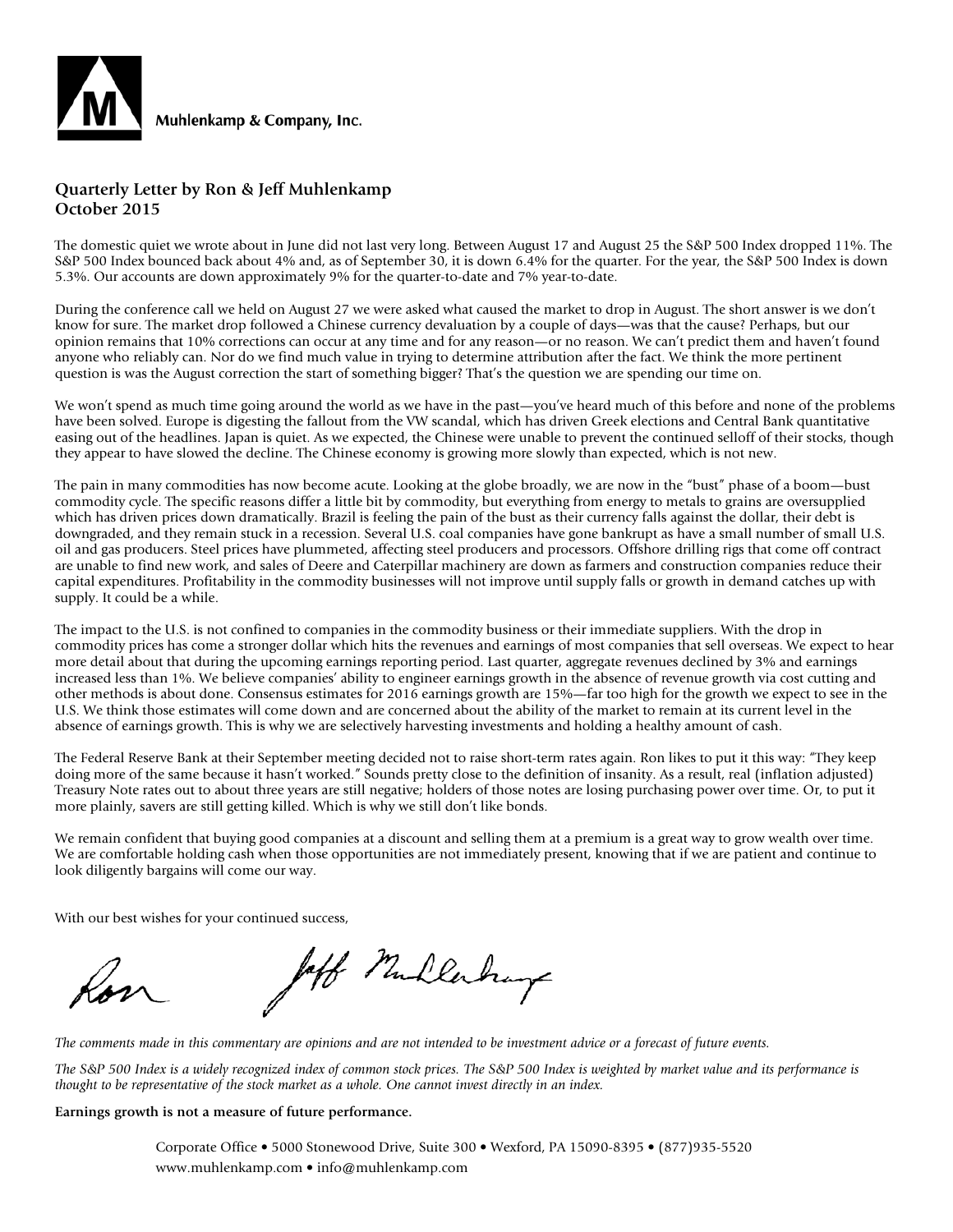Muhlenkamp & Company, Inc.

## Quarterly Letter by Ron & Jeff Muhlenkamp
## October 2015

The domestic quiet we wrote about in June did not last very long. Between August 17 and August 25 the S&P 500 Index dropped 11%. The S&P 500 Index bounced back about 4% and, as of September 30, it is down 6.4% for the quarter. For the year, the S&P 500 Index is down 5.3%. Our accounts are down approximately 9% for the quarter-to-date and 7% year-to-date.

During the conference call we held on August 27 we were asked what caused the market to drop in August. The short answer is we don't know for sure. The market drop followed a Chinese currency devaluation by a couple of days—was that the cause? Perhaps, but our opinion remains that 10% corrections can occur at any time and for any reason—or no reason. We can't predict them and haven't found anyone who reliably can. Nor do we find much value in trying to determine attribution after the fact. We think the more pertinent question is was the August correction the start of something bigger? That's the question we are spending our time on.

We won't spend as much time going around the world as we have in the past—you've heard much of this before and none of the problems have been solved. Europe is digesting the fallout from the VW scandal, which has driven Greek elections and Central Bank quantitative easing out of the headlines. Japan is quiet. As we expected, the Chinese were unable to prevent the continued selloff of their stocks, though they appear to have slowed the decline. The Chinese economy is growing more slowly than expected, which is not new.

The pain in many commodities has now become acute. Looking at the globe broadly, we are now in the "bust" phase of a boom—bust commodity cycle. The specific reasons differ a little bit by commodity, but everything from energy to metals to grains are oversupplied which has driven prices down dramatically. Brazil is feeling the pain of the bust as their currency falls against the dollar, their debt is downgraded, and they remain stuck in a recession. Several U.S. coal companies have gone bankrupt as have a small number of small U.S. oil and gas producers. Steel prices have plummeted, affecting steel producers and processors. Offshore drilling rigs that come off contract are unable to find new work, and sales of Deere and Caterpillar machinery are down as farmers and construction companies reduce their capital expenditures. Profitability in the commodity businesses will not improve until supply falls or growth in demand catches up with supply. It could be a while.

The impact to the U.S. is not confined to companies in the commodity business or their immediate suppliers. With the drop in commodity prices has come a stronger dollar which hits the revenues and earnings of most companies that sell overseas. We expect to hear more detail about that during the upcoming earnings reporting period. Last quarter, aggregate revenues declined by 3% and earnings increased less than 1%. We believe companies' ability to engineer earnings growth in the absence of revenue growth via cost cutting and other methods is about done. Consensus estimates for 2016 earnings growth are 15%—far too high for the growth we expect to see in the U.S. We think those estimates will come down and are concerned about the ability of the market to remain at its current level in the absence of earnings growth. This is why we are selectively harvesting investments and holding a healthy amount of cash.

The Federal Reserve Bank at their September meeting decided not to raise short-term rates again. Ron likes to put it this way: "They keep doing more of the same because it hasn't worked." Sounds pretty close to the definition of insanity. As a result, real (inflation adjusted) Treasury Note rates out to about three years are still negative; holders of those notes are losing purchasing power over time. Or, to put it more plainly, savers are still getting killed. Which is why we still don't like bonds.

We remain confident that buying good companies at a discount and selling them at a premium is a great way to grow wealth over time. We are comfortable holding cash when those opportunities are not immediately present, knowing that if we are patient and continue to look diligently bargains will come our way.

With our best wishes for your continued success,

Ron    Jeff Muhlenkamp

*The comments made in this commentary are opinions and are not intended to be investment advice or a forecast of future events.*

*The S&P 500 Index is a widely recognized index of common stock prices. The S&P 500 Index is weighted by market value and its performance is thought to be representative of the stock market as a whole. One cannot invest directly in an index.*

**Earnings growth is not a measure of future performance.**

Corporate Office • 5000 Stonewood Drive, Suite 300 • Wexford, PA 15090-8395 • (877)935-5520
www.muhlenkamp.com • info@muhlenkamp.com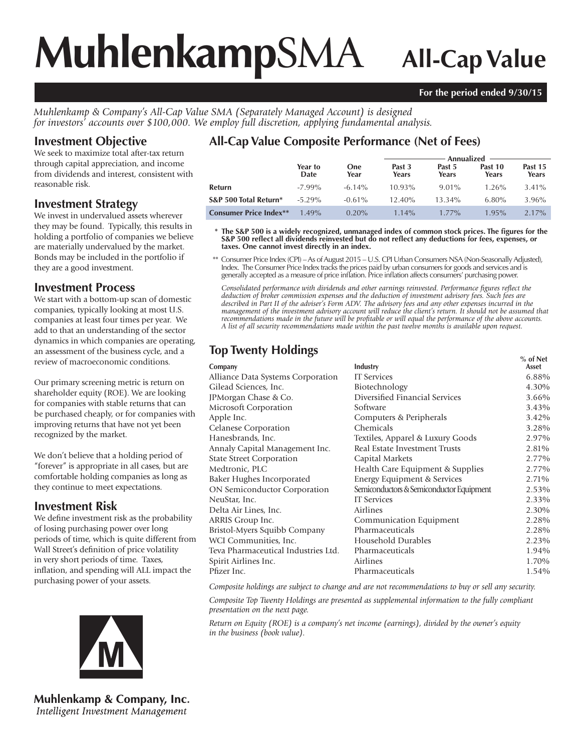# MuhlenkampSMA All-Cap Value

**For the period ended 9/30/15**

*Muhlenkamp & Company's All-Cap Value SMA (Separately Managed Account) is designed for investors' accounts over $100,000. We employ full discretion, applying fundamental analysis.*

## Investment Objective

We seek to maximize total after-tax return through capital appreciation, and income from dividends and interest, consistent with reasonable risk.

## Investment Strategy

We invest in undervalued assets wherever they may be found. Typically, this results in holding a portfolio of companies we believe are materially undervalued by the market. Bonds may be included in the portfolio if they are a good investment.

## Investment Process

We start with a bottom-up scan of domestic companies, typically looking at most U.S. companies at least four times per year. We add to that an understanding of the sector dynamics in which companies are operating, an assessment of the business cycle, and a review of macroeconomic conditions.

Our primary screening metric is return on shareholder equity (ROE). We are looking for companies with stable returns that can be purchased cheaply, or for companies with improving returns that have not yet been recognized by the market.

We don't believe that a holding period of "forever" is appropriate in all cases, but are comfortable holding companies as long as they continue to meet expectations.

## Investment Risk

We define investment risk as the probability of losing purchasing power over long periods of time, which is quite different from Wall Street's definition of price volatility in very short periods of time. Taxes, inflation, and spending will ALL impact the purchasing power of your assets.

## All-Cap Value Composite Performance (Net of Fees)

| | | | Annualized | | | |
|---|---|---|---|---|---|---|
| | Year to Date | One Year | Past 3 Years | Past 5 Years | Past 10 Years | Past 15 Years |
| **Return** | -7.99% | -6.14% | 10.93% | 9.01% | 1.26% | 3.41% |
| **S&P 500 Total Return*** | -5.29% | -0.61% | 12.40% | 13.34% | 6.80% | 3.96% |
| **Consumer Price Index**** | 1.49% | 0.20% | 1.14% | 1.77% | 1.95% | 2.17% |

\* **The S&P 500 is a widely recognized, unmanaged index of common stock prices. The figures for the S&P 500 reflect all dividends reinvested but do not reflect any deductions for fees, expenses, or taxes. One cannot invest directly in an index.**

\*\* Consumer Price Index (CPI) – As of August 2015 – U.S. CPI Urban Consumers NSA (Non-Seasonally Adjusted), Index. The Consumer Price Index tracks the prices paid by urban consumers for goods and services and is generally accepted as a measure of price inflation. Price inflation affects consumers' purchasing power.

*Consolidated performance with dividends and other earnings reinvested. Performance figures reflect the deduction of broker commission expenses and the deduction of investment advisory fees. Such fees are described in Part II of the adviser's Form ADV. The advisory fees and any other expenses incurred in the management of the investment advisory account will reduce the client's return. It should not be assumed that recommendations made in the future will be profitable or will equal the performance of the above accounts. A list of all security recommendations made within the past twelve months is available upon request.*

## Top Twenty Holdings

| Company | Industry | % of Net Asset |
|---|---|---|
| Alliance Data Systems Corporation | IT Services | 6.88% |
| Gilead Sciences, Inc. | Biotechnology | 4.30% |
| JPMorgan Chase & Co. | Diversified Financial Services | 3.66% |
| Microsoft Corporation | Software | 3.43% |
| Apple Inc. | Computers & Peripherals | 3.42% |
| Celanese Corporation | Chemicals | 3.28% |
| Hanesbrands, Inc. | Textiles, Apparel & Luxury Goods | 2.97% |
| Annaly Capital Management Inc. | Real Estate Investment Trusts | 2.81% |
| State Street Corporation | Capital Markets | 2.77% |
| Medtronic, PLC | Health Care Equipment & Supplies | 2.77% |
| Baker Hughes Incorporated | Energy Equipment & Services | 2.71% |
| ON Semiconductor Corporation | Semiconductors & Semiconductor Equipment | 2.53% |
| NeuStar, Inc. | IT Services | 2.33% |
| Delta Air Lines, Inc. | Airlines | 2.30% |
| ARRIS Group Inc. | Communication Equipment | 2.28% |
| Bristol-Myers Squibb Company | Pharmaceuticals | 2.28% |
| WCI Communities, Inc. | Household Durables | 2.23% |
| Teva Pharmaceutical Industries Ltd. | Pharmaceuticals | 1.94% |
| Spirit Airlines Inc. | Airlines | 1.70% |
| Pfizer Inc. | Pharmaceuticals | 1.54% |

*Composite holdings are subject to change and are not recommendations to buy or sell any security.*

*Composite Top Twenty Holdings are presented as supplemental information to the fully compliant presentation on the next page.*

*Return on Equity (ROE) is a company's net income (earnings), divided by the owner's equity in the business (book value).*

**Muhlenkamp & Company, Inc.**
*Intelligent Investment Management*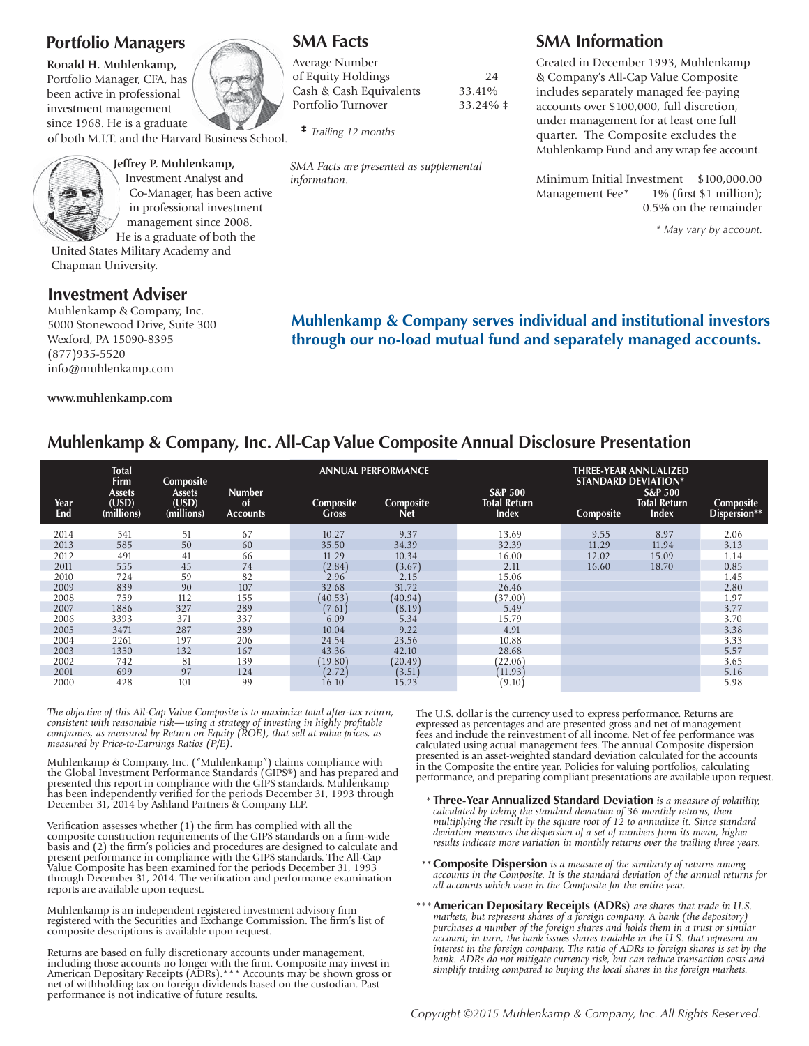## Portfolio Managers

**Ronald H. Muhlenkamp,** Portfolio Manager, CFA, has been active in professional investment management since 1968. He is a graduate of both M.I.T. and the Harvard Business School.

**Jeffrey P. Muhlenkamp,** Investment Analyst and Co-Manager, has been active in professional investment management since 2008. He is a graduate of both the United States Military Academy and Chapman University.

## Investment Adviser

Muhlenkamp & Company, Inc.
5000 Stonewood Drive, Suite 300
Wexford, PA 15090-8395
(877)935-5520
info@muhlenkamp.com

**www.muhlenkamp.com**

## SMA Facts

| | |
|---|---|
| Average Number of Equity Holdings | 24 |
| Cash & Cash Equivalents | 33.41% |
| Portfolio Turnover | 33.24% ‡ |

‡ *Trailing 12 months*

*SMA Facts are presented as supplemental information.*

## SMA Information

Created in December 1993, Muhlenkamp & Company's All-Cap Value Composite includes separately managed fee-paying accounts over $100,000, full discretion, under management for at least one full quarter. The Composite excludes the Muhlenkamp Fund and any wrap fee account.

Minimum Initial Investment $100,000.00
Management Fee* 1% (first $1 million); 0.5% on the remainder

*\* May vary by account.*

**Muhlenkamp & Company serves individual and institutional investors through our no-load mutual fund and separately managed accounts.**

## Muhlenkamp & Company, Inc. All-Cap Value Composite Annual Disclosure Presentation

| Year End | Total Firm Assets (USD) (millions) | Composite Assets (USD) (millions) | Number of Accounts | ANNUAL PERFORMANCE Composite Gross | Composite Net | S&P 500 Total Return Index | THREE-YEAR ANNUALIZED STANDARD DEVIATION* Composite | S&P 500 Total Return Index | Composite Dispersion** |
|---|---|---|---|---|---|---|---|---|---|
| 2014 | 541 | 51 | 67 | 10.27 | 9.37 | 13.69 | 9.55 | 8.97 | 2.06 |
| 2013 | 585 | 50 | 60 | 35.50 | 34.39 | 32.39 | 11.29 | 11.94 | 3.13 |
| 2012 | 491 | 41 | 66 | 11.29 | 10.34 | 16.00 | 12.02 | 15.09 | 1.14 |
| 2011 | 555 | 45 | 74 | (2.84) | (3.67) | 2.11 | 16.60 | 18.70 | 0.85 |
| 2010 | 724 | 59 | 82 | 2.96 | 2.15 | 15.06 | | | 1.45 |
| 2009 | 839 | 90 | 107 | 32.68 | 31.72 | 26.46 | | | 2.80 |
| 2008 | 759 | 112 | 155 | (40.53) | (40.94) | (37.00) | | | 1.97 |
| 2007 | 1886 | 327 | 289 | (7.61) | (8.19) | 5.49 | | | 3.77 |
| 2006 | 3393 | 371 | 337 | 6.09 | 5.34 | 15.79 | | | 3.70 |
| 2005 | 3471 | 287 | 289 | 10.04 | 9.22 | 4.91 | | | 3.38 |
| 2004 | 2261 | 197 | 206 | 24.54 | 23.56 | 10.88 | | | 3.33 |
| 2003 | 1350 | 132 | 167 | 43.36 | 42.10 | 28.68 | | | 5.57 |
| 2002 | 742 | 81 | 139 | (19.80) | (20.49) | (22.06) | | | 3.65 |
| 2001 | 699 | 97 | 124 | (2.72) | (3.51) | (11.93) | | | 5.16 |
| 2000 | 428 | 101 | 99 | 16.10 | 15.23 | (9.10) | | | 5.98 |

*The objective of this All-Cap Value Composite is to maximize total after-tax return, consistent with reasonable risk—using a strategy of investing in highly profitable companies, as measured by Return on Equity (ROE), that sell at value prices, as measured by Price-to-Earnings Ratios (P/E).*

Muhlenkamp & Company, Inc. ("Muhlenkamp") claims compliance with the Global Investment Performance Standards (GIPS®) and has prepared and presented this report in compliance with the GIPS standards. Muhlenkamp has been independently verified for the periods December 31, 1993 through December 31, 2014 by Ashland Partners & Company LLP.

Verification assesses whether (1) the firm has complied with all the composite construction requirements of the GIPS standards on a firm-wide basis and (2) the firm's policies and procedures are designed to calculate and present performance in compliance with the GIPS standards. The All-Cap Value Composite has been examined for the periods December 31, 1993 through December 31, 2014. The verification and performance examination reports are available upon request.

Muhlenkamp is an independent registered investment advisory firm registered with the Securities and Exchange Commission. The firm's list of composite descriptions is available upon request.

Returns are based on fully discretionary accounts under management, including those accounts no longer with the firm. Composite may invest in American Depositary Receipts (ADRs).*** Accounts may be shown gross or net of withholding tax on foreign dividends based on the custodian. Past performance is not indicative of future results.

The U.S. dollar is the currency used to express performance. Returns are expressed as percentages and are presented gross and net of management fees and include the reinvestment of all income. Net of fee performance was calculated using actual management fees. The annual Composite dispersion presented is an asset-weighted standard deviation calculated for the accounts in the Composite the entire year. Policies for valuing portfolios, calculating performance, and preparing compliant presentations are available upon request.

\* **Three-Year Annualized Standard Deviation** *is a measure of volatility, calculated by taking the standard deviation of 36 monthly returns, then multiplying the result by the square root of 12 to annualize it. Since standard deviation measures the dispersion of a set of numbers from its mean, higher results indicate more variation in monthly returns over the trailing three years.*

\** **Composite Dispersion** *is a measure of the similarity of returns among accounts in the Composite. It is the standard deviation of the annual returns for all accounts which were in the Composite for the entire year.*

\*** **American Depositary Receipts (ADRs)** *are shares that trade in U.S. markets, but represent shares of a foreign company. A bank (the depository) purchases a number of the foreign shares and holds them in a trust or similar account; in turn, the bank issues shares tradable in the U.S. that represent an interest in the foreign company. The ratio of ADRs to foreign shares is set by the bank. ADRs do not mitigate currency risk, but can reduce transaction costs and simplify trading compared to buying the local shares in the foreign markets.*

*Copyright ©2015 Muhlenkamp & Company, Inc. All Rights Reserved.*